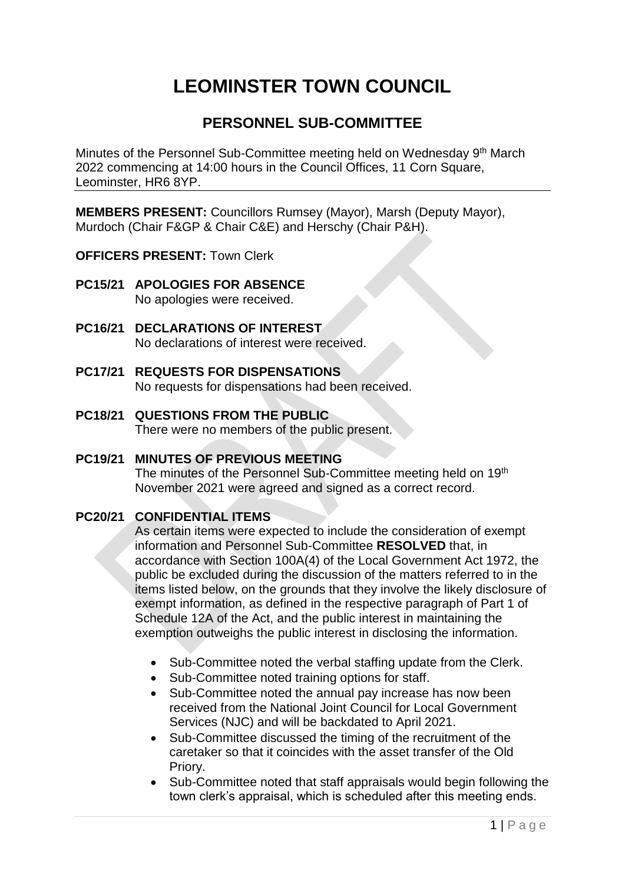# LEOMINSTER TOWN COUNCIL

## PERSONNEL SUB-COMMITTEE

Minutes of the Personnel Sub-Committee meeting held on Wednesday 9th March 2022 commencing at 14:00 hours in the Council Offices, 11 Corn Square, Leominster, HR6 8YP.

**MEMBERS PRESENT:** Councillors Rumsey (Mayor), Marsh (Deputy Mayor), Murdoch (Chair F&GP & Chair C&E) and Herschy (Chair P&H).

**OFFICERS PRESENT:** Town Clerk

**PC15/21 APOLOGIES FOR ABSENCE**
No apologies were received.

**PC16/21 DECLARATIONS OF INTEREST**
No declarations of interest were received.

**PC17/21 REQUESTS FOR DISPENSATIONS**
No requests for dispensations had been received.

**PC18/21 QUESTIONS FROM THE PUBLIC**
There were no members of the public present.

**PC19/21 MINUTES OF PREVIOUS MEETING**
The minutes of the Personnel Sub-Committee meeting held on 19th November 2021 were agreed and signed as a correct record.

**PC20/21 CONFIDENTIAL ITEMS**
As certain items were expected to include the consideration of exempt information and Personnel Sub-Committee **RESOLVED** that, in accordance with Section 100A(4) of the Local Government Act 1972, the public be excluded during the discussion of the matters referred to in the items listed below, on the grounds that they involve the likely disclosure of exempt information, as defined in the respective paragraph of Part 1 of Schedule 12A of the Act, and the public interest in maintaining the exemption outweighs the public interest in disclosing the information.

- Sub-Committee noted the verbal staffing update from the Clerk.
- Sub-Committee noted training options for staff.
- Sub-Committee noted the annual pay increase has now been received from the National Joint Council for Local Government Services (NJC) and will be backdated to April 2021.
- Sub-Committee discussed the timing of the recruitment of the caretaker so that it coincides with the asset transfer of the Old Priory.
- Sub-Committee noted that staff appraisals would begin following the town clerk's appraisal, which is scheduled after this meeting ends.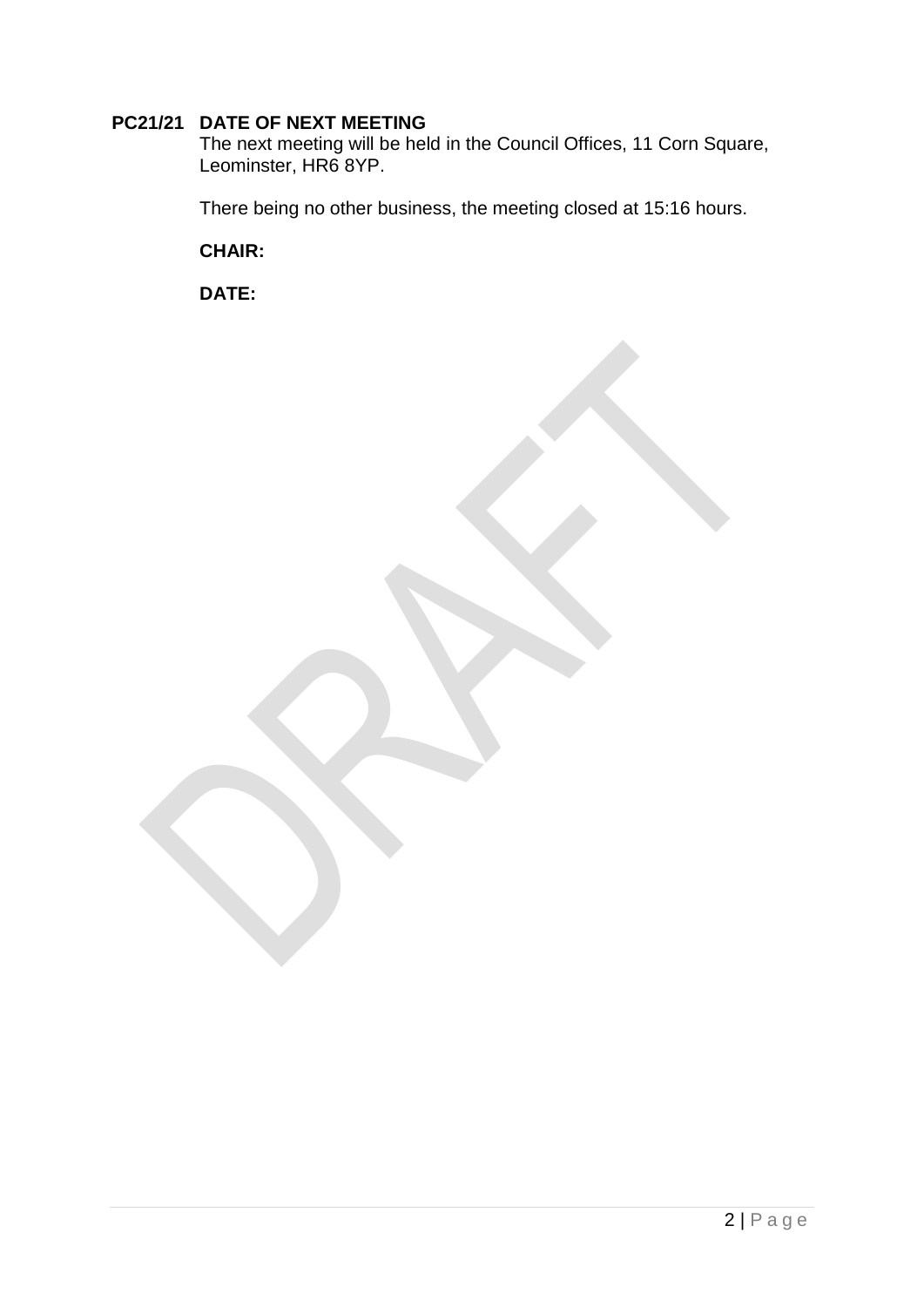**PC21/21 DATE OF NEXT MEETING**

The next meeting will be held in the Council Offices, 11 Corn Square, Leominster, HR6 8YP.

There being no other business, the meeting closed at 15:16 hours.

**CHAIR:**

**DATE:**

DRAFT